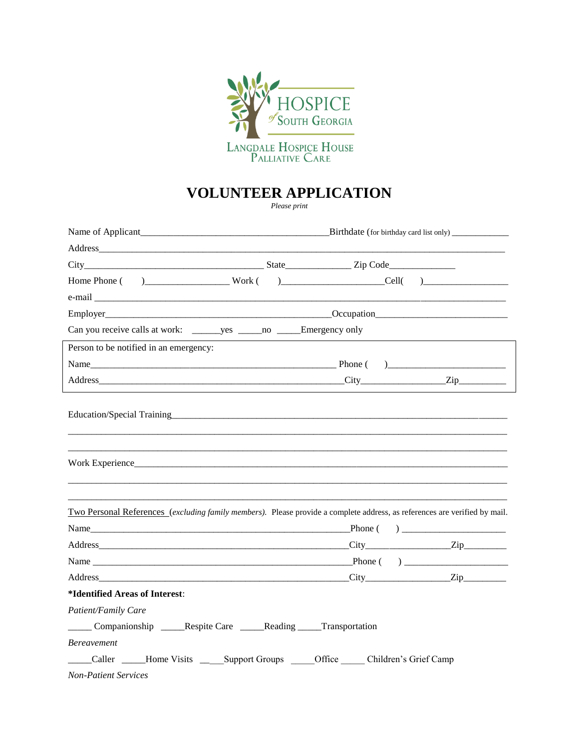HOSPICE of SOUTH GEORGIA

LANGDALE HOSPICE HOUSE
PALLIATIVE CARE

# VOLUNTEER APPLICATION

*Please print*

Name of Applicant_______________________________________Birthdate (for birthday card list only) ____________

Address_____________________________________________________________________________________

City______________________________________ State_____________ Zip Code_____________

Home Phone ( )_________________ Work ( )_____________________Cell( )_________________

e-mail ______________________________________________________________________________________

Employer_______________________________________________Occupation__________________________

Can you receive calls at work: ______yes _____no _____Emergency only

Person to be notified in an emergency:

Name___________________________________________________ Phone ( )________________________

Address___________________________________________________City_________________Zip__________

Education/Special Training____________________________________________________________________

_____________________________________________________________________________________________

_____________________________________________________________________________________________

Work Experience____________________________________________________________________________

_____________________________________________________________________________________________

_____________________________________________________________________________________________

Two Personal References (*excluding family members*). Please provide a complete address, as references are verified by mail.

Name____________________________________________________Phone ( ) ______________________

Address_________________________________________________City__________________Zip________

Name ___________________________________________________Phone ( ) ______________________

Address_________________________________________________City__________________Zip________

**\*Identified Areas of Interest**:

*Patient/Family Care*

_____ Companionship _____Respite Care _____Reading _____Transportation

*Bereavement*

_____Caller _____Home Visits _____Support Groups _____Office _____ Children's Grief Camp

*Non-Patient Services*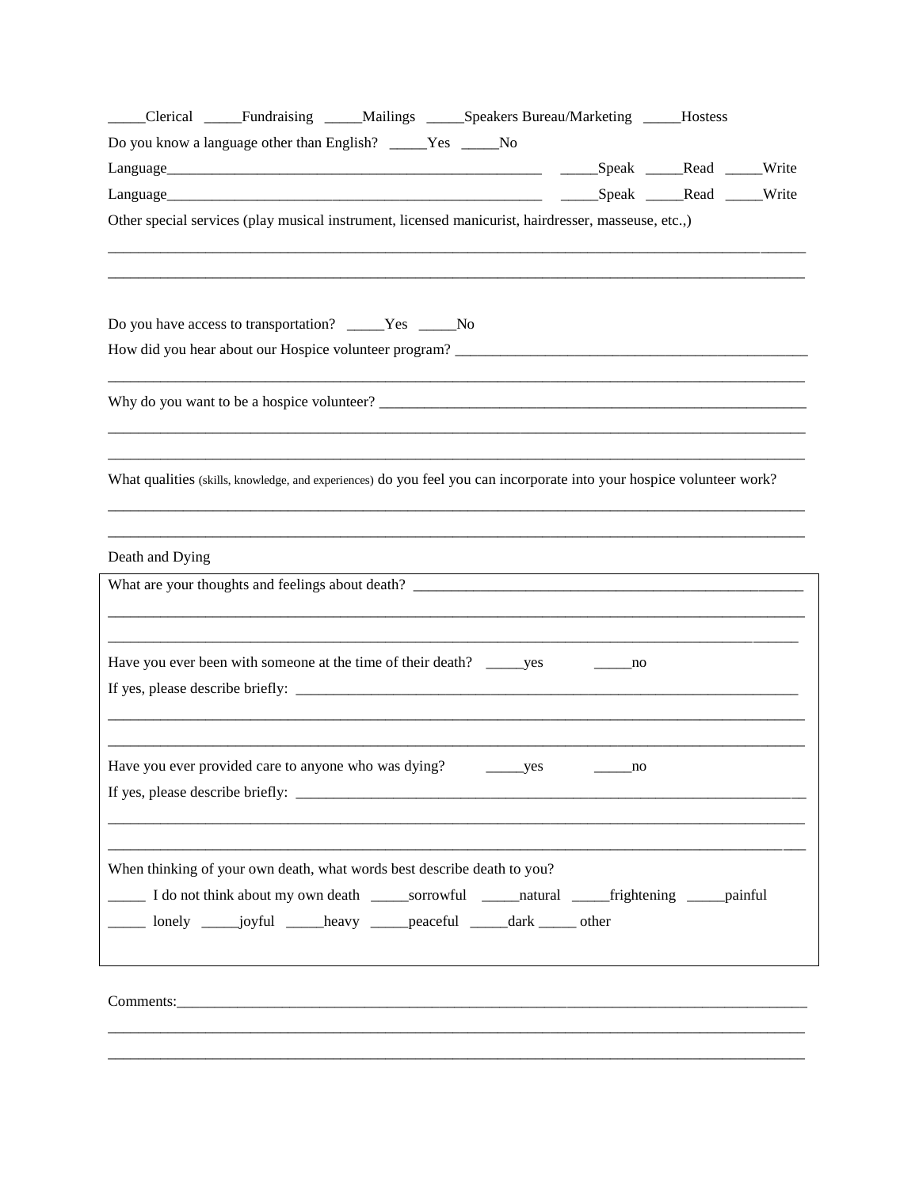_____Clerical _____Fundraising _____Mailings _____Speakers Bureau/Marketing _____Hostess

Do you know a language other than English? _____Yes _____No

Language___________________________________________________ _____Speak _____Read _____Write

Language___________________________________________________ _____Speak _____Read _____Write

Other special services (play musical instrument, licensed manicurist, hairdresser, masseuse, etc.,)

_____________________________________________________________________________________________

_____________________________________________________________________________________________

Do you have access to transportation? _____Yes _____No

How did you hear about our Hospice volunteer program? _______________________________________________

_____________________________________________________________________________________________

Why do you want to be a hospice volunteer? _________________________________________________________

_____________________________________________________________________________________________

_____________________________________________________________________________________________

What qualities (skills, knowledge, and experiences) do you feel you can incorporate into your hospice volunteer work?

_____________________________________________________________________________________________

_____________________________________________________________________________________________

Death and Dying

What are your thoughts and feelings about death? ____________________________________________________

_____________________________________________________________________________________________

_____________________________________________________________________________________________

Have you ever been with someone at the time of their death? _____yes _____no

If yes, please describe briefly: _________________________________________________________________

_____________________________________________________________________________________________

_____________________________________________________________________________________________

Have you ever provided care to anyone who was dying? _____yes _____no

If yes, please describe briefly: _________________________________________________________________

_____________________________________________________________________________________________

_____________________________________________________________________________________________

When thinking of your own death, what words best describe death to you?

_____ I do not think about my own death _____sorrowful _____natural _____frightening _____painful

_____ lonely _____joyful _____heavy _____peaceful _____dark _____ other

Comments:____________________________________________________________________________________

_____________________________________________________________________________________________

_____________________________________________________________________________________________